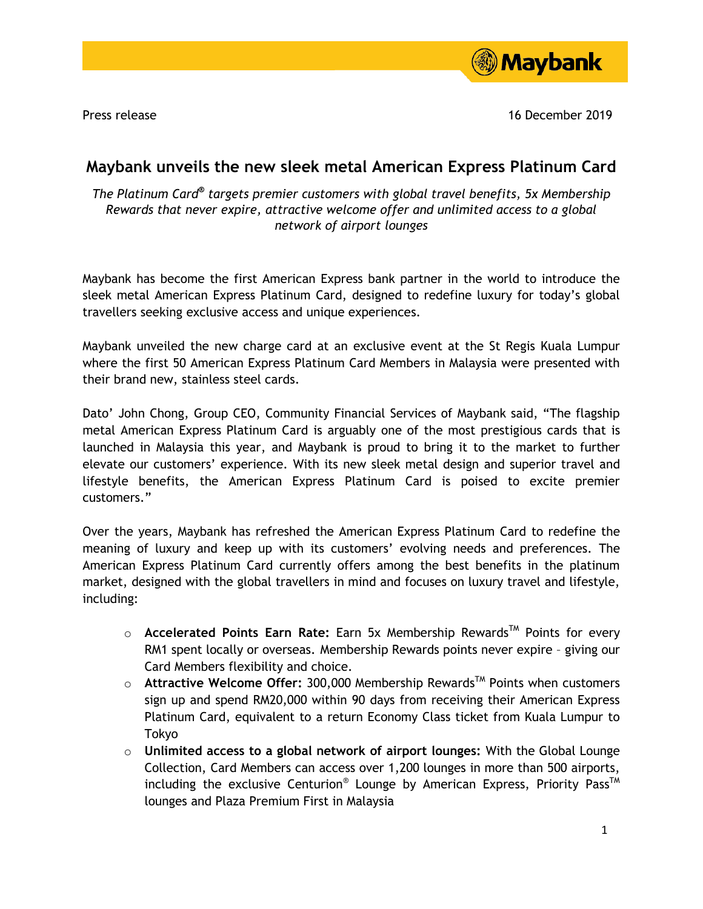Press release

16 December 2019

# Maybank unveils the new sleek metal American Express Platinum Card

*The Platinum Card® targets premier customers with global travel benefits, 5x Membership Rewards that never expire, attractive welcome offer and unlimited access to a global network of airport lounges*

Maybank has become the first American Express bank partner in the world to introduce the sleek metal American Express Platinum Card, designed to redefine luxury for today's global travellers seeking exclusive access and unique experiences.

Maybank unveiled the new charge card at an exclusive event at the St Regis Kuala Lumpur where the first 50 American Express Platinum Card Members in Malaysia were presented with their brand new, stainless steel cards.

Dato' John Chong, Group CEO, Community Financial Services of Maybank said, "The flagship metal American Express Platinum Card is arguably one of the most prestigious cards that is launched in Malaysia this year, and Maybank is proud to bring it to the market to further elevate our customers' experience. With its new sleek metal design and superior travel and lifestyle benefits, the American Express Platinum Card is poised to excite premier customers."

Over the years, Maybank has refreshed the American Express Platinum Card to redefine the meaning of luxury and keep up with its customers' evolving needs and preferences. The American Express Platinum Card currently offers among the best benefits in the platinum market, designed with the global travellers in mind and focuses on luxury travel and lifestyle, including:

- **Accelerated Points Earn Rate:** Earn 5x Membership Rewards™ Points for every RM1 spent locally or overseas. Membership Rewards points never expire – giving our Card Members flexibility and choice.
- **Attractive Welcome Offer:** 300,000 Membership Rewards™ Points when customers sign up and spend RM20,000 within 90 days from receiving their American Express Platinum Card, equivalent to a return Economy Class ticket from Kuala Lumpur to Tokyo
- **Unlimited access to a global network of airport lounges:** With the Global Lounge Collection, Card Members can access over 1,200 lounges in more than 500 airports, including the exclusive Centurion® Lounge by American Express, Priority Pass™ lounges and Plaza Premium First in Malaysia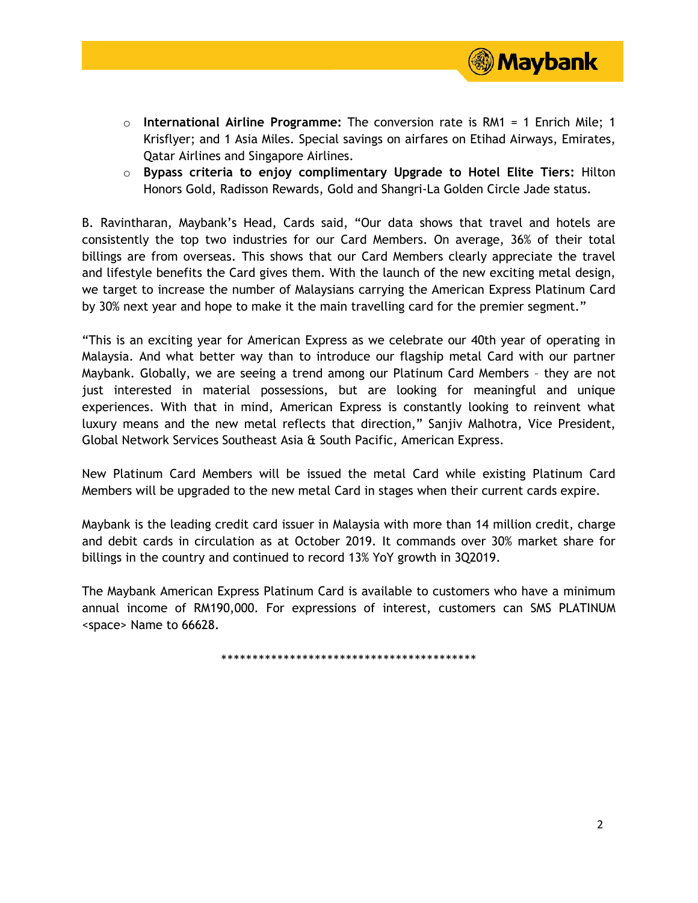- **International Airline Programme:** The conversion rate is RM1 = 1 Enrich Mile; 1 Krisflyer; and 1 Asia Miles. Special savings on airfares on Etihad Airways, Emirates, Qatar Airlines and Singapore Airlines.
- **Bypass criteria to enjoy complimentary Upgrade to Hotel Elite Tiers:** Hilton Honors Gold, Radisson Rewards, Gold and Shangri-La Golden Circle Jade status.

B. Ravintharan, Maybank's Head, Cards said, "Our data shows that travel and hotels are consistently the top two industries for our Card Members. On average, 36% of their total billings are from overseas. This shows that our Card Members clearly appreciate the travel and lifestyle benefits the Card gives them. With the launch of the new exciting metal design, we target to increase the number of Malaysians carrying the American Express Platinum Card by 30% next year and hope to make it the main travelling card for the premier segment."

"This is an exciting year for American Express as we celebrate our 40th year of operating in Malaysia. And what better way than to introduce our flagship metal Card with our partner Maybank. Globally, we are seeing a trend among our Platinum Card Members – they are not just interested in material possessions, but are looking for meaningful and unique experiences. With that in mind, American Express is constantly looking to reinvent what luxury means and the new metal reflects that direction," Sanjiv Malhotra, Vice President, Global Network Services Southeast Asia & South Pacific, American Express.

New Platinum Card Members will be issued the metal Card while existing Platinum Card Members will be upgraded to the new metal Card in stages when their current cards expire.

Maybank is the leading credit card issuer in Malaysia with more than 14 million credit, charge and debit cards in circulation as at October 2019. It commands over 30% market share for billings in the country and continued to record 13% YoY growth in 3Q2019.

The Maybank American Express Platinum Card is available to customers who have a minimum annual income of RM190,000. For expressions of interest, customers can SMS PLATINUM <space> Name to 66628.

\*\*\*\*\*\*\*\*\*\*\*\*\*\*\*\*\*\*\*\*\*\*\*\*\*\*\*\*\*\*\*\*\*\*\*\*\*\*\*\*\*\*\*